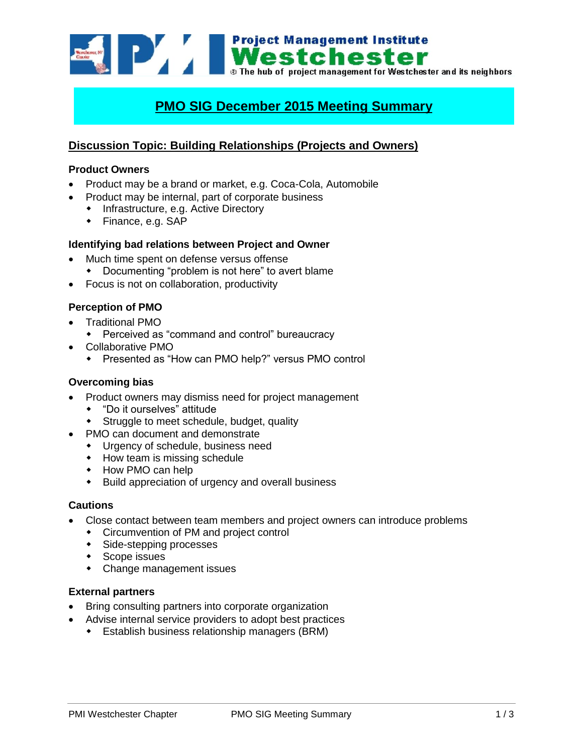Project Management Institute
**Westchester**
The hub of project management for Westchester and its neighbors

# PMO SIG December 2015 Meeting Summary

## Discussion Topic: Building Relationships (Projects and Owners)

### Product Owners

- Product may be a brand or market, e.g. Coca-Cola, Automobile
- Product may be internal, part of corporate business
  - Infrastructure, e.g. Active Directory
  - Finance, e.g. SAP

### Identifying bad relations between Project and Owner

- Much time spent on defense versus offense
  - Documenting "problem is not here" to avert blame
- Focus is not on collaboration, productivity

### Perception of PMO

- Traditional PMO
  - Perceived as "command and control" bureaucracy
- Collaborative PMO
  - Presented as "How can PMO help?" versus PMO control

### Overcoming bias

- Product owners may dismiss need for project management
  - "Do it ourselves" attitude
  - Struggle to meet schedule, budget, quality
- PMO can document and demonstrate
  - Urgency of schedule, business need
  - How team is missing schedule
  - How PMO can help
  - Build appreciation of urgency and overall business

### Cautions

- Close contact between team members and project owners can introduce problems
  - Circumvention of PM and project control
  - Side-stepping processes
  - Scope issues
  - Change management issues

### External partners

- Bring consulting partners into corporate organization
- Advise internal service providers to adopt best practices
  - Establish business relationship managers (BRM)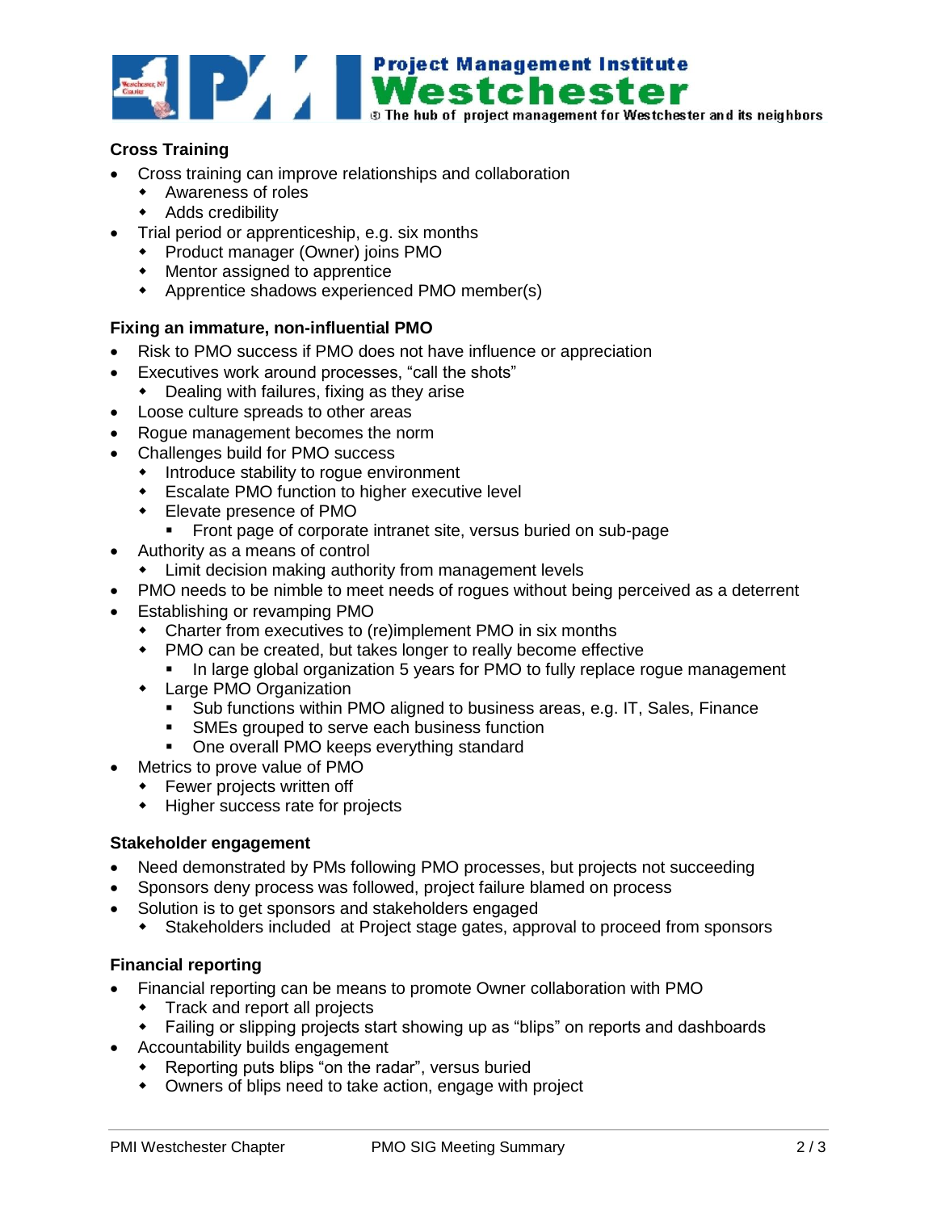### Cross Training

- Cross training can improve relationships and collaboration
  - Awareness of roles
  - Adds credibility
- Trial period or apprenticeship, e.g. six months
  - Product manager (Owner) joins PMO
  - Mentor assigned to apprentice
  - Apprentice shadows experienced PMO member(s)

### Fixing an immature, non-influential PMO

- Risk to PMO success if PMO does not have influence or appreciation
- Executives work around processes, "call the shots"
  - Dealing with failures, fixing as they arise
- Loose culture spreads to other areas
- Rogue management becomes the norm
- Challenges build for PMO success
  - Introduce stability to rogue environment
  - Escalate PMO function to higher executive level
  - Elevate presence of PMO
    - Front page of corporate intranet site, versus buried on sub-page
- Authority as a means of control
  - Limit decision making authority from management levels
- PMO needs to be nimble to meet needs of rogues without being perceived as a deterrent
- Establishing or revamping PMO
  - Charter from executives to (re)implement PMO in six months
  - PMO can be created, but takes longer to really become effective
    - In large global organization 5 years for PMO to fully replace rogue management
  - Large PMO Organization
    - Sub functions within PMO aligned to business areas, e.g. IT, Sales, Finance
    - SMEs grouped to serve each business function
    - One overall PMO keeps everything standard
- Metrics to prove value of PMO
  - Fewer projects written off
  - Higher success rate for projects

### Stakeholder engagement

- Need demonstrated by PMs following PMO processes, but projects not succeeding
- Sponsors deny process was followed, project failure blamed on process
- Solution is to get sponsors and stakeholders engaged
  - Stakeholders included at Project stage gates, approval to proceed from sponsors

### Financial reporting

- Financial reporting can be means to promote Owner collaboration with PMO
  - Track and report all projects
  - Failing or slipping projects start showing up as "blips" on reports and dashboards
- Accountability builds engagement
  - Reporting puts blips "on the radar", versus buried
  - Owners of blips need to take action, engage with project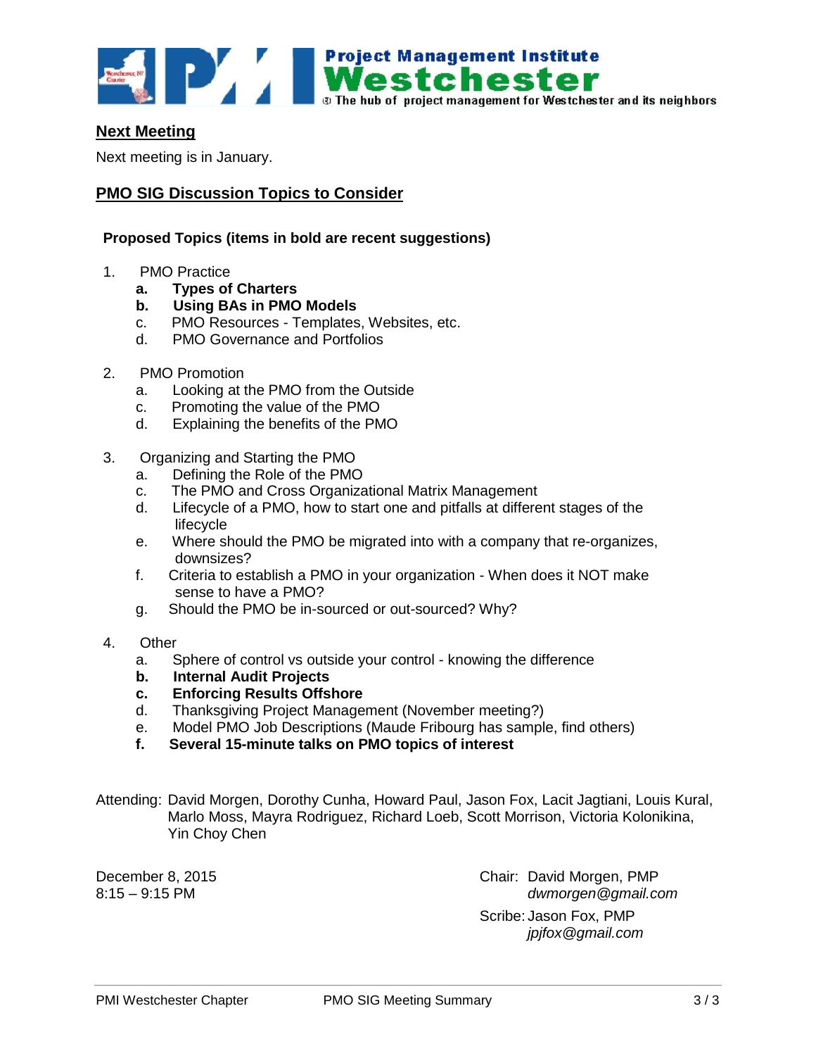## Next Meeting

Next meeting is in January.

## PMO SIG Discussion Topics to Consider

**Proposed Topics (items in bold are recent suggestions)**

1. PMO Practice
   - **a. Types of Charters**
   - **b. Using BAs in PMO Models**
   - c. PMO Resources - Templates, Websites, etc.
   - d. PMO Governance and Portfolios

2. PMO Promotion
   - a. Looking at the PMO from the Outside
   - c. Promoting the value of the PMO
   - d. Explaining the benefits of the PMO

3. Organizing and Starting the PMO
   - a. Defining the Role of the PMO
   - c. The PMO and Cross Organizational Matrix Management
   - d. Lifecycle of a PMO, how to start one and pitfalls at different stages of the lifecycle
   - e. Where should the PMO be migrated into with a company that re-organizes, downsizes?
   - f. Criteria to establish a PMO in your organization - When does it NOT make sense to have a PMO?
   - g. Should the PMO be in-sourced or out-sourced? Why?

4. Other
   - a. Sphere of control vs outside your control - knowing the difference
   - **b. Internal Audit Projects**
   - **c. Enforcing Results Offshore**
   - d. Thanksgiving Project Management (November meeting?)
   - e. Model PMO Job Descriptions (Maude Fribourg has sample, find others)
   - **f. Several 15-minute talks on PMO topics of interest**

Attending: David Morgen, Dorothy Cunha, Howard Paul, Jason Fox, Lacit Jagtiani, Louis Kural, Marlo Moss, Mayra Rodriguez, Richard Loeb, Scott Morrison, Victoria Kolonikina, Yin Choy Chen

December 8, 2015
8:15 – 9:15 PM

Chair: David Morgen, PMP
*dwmorgen@gmail.com*

Scribe: Jason Fox, PMP
*jpjfox@gmail.com*